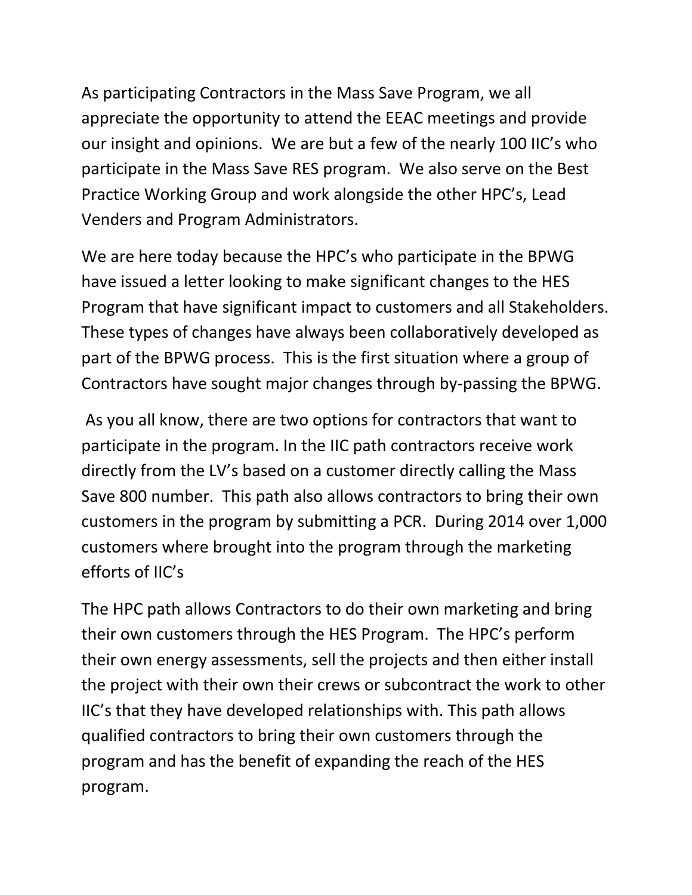As participating Contractors in the Mass Save Program, we all appreciate the opportunity to attend the EEAC meetings and provide our insight and opinions.  We are but a few of the nearly 100 IIC's who participate in the Mass Save RES program.  We also serve on the Best Practice Working Group and work alongside the other HPC's, Lead Venders and Program Administrators.

We are here today because the HPC's who participate in the BPWG have issued a letter looking to make significant changes to the HES Program that have significant impact to customers and all Stakeholders. These types of changes have always been collaboratively developed as part of the BPWG process.  This is the first situation where a group of Contractors have sought major changes through by-passing the BPWG.

As you all know, there are two options for contractors that want to participate in the program. In the IIC path contractors receive work directly from the LV's based on a customer directly calling the Mass Save 800 number.  This path also allows contractors to bring their own customers in the program by submitting a PCR.  During 2014 over 1,000 customers where brought into the program through the marketing efforts of IIC's

The HPC path allows Contractors to do their own marketing and bring their own customers through the HES Program.  The HPC's perform their own energy assessments, sell the projects and then either install the project with their own their crews or subcontract the work to other IIC's that they have developed relationships with. This path allows qualified contractors to bring their own customers through the program and has the benefit of expanding the reach of the HES program.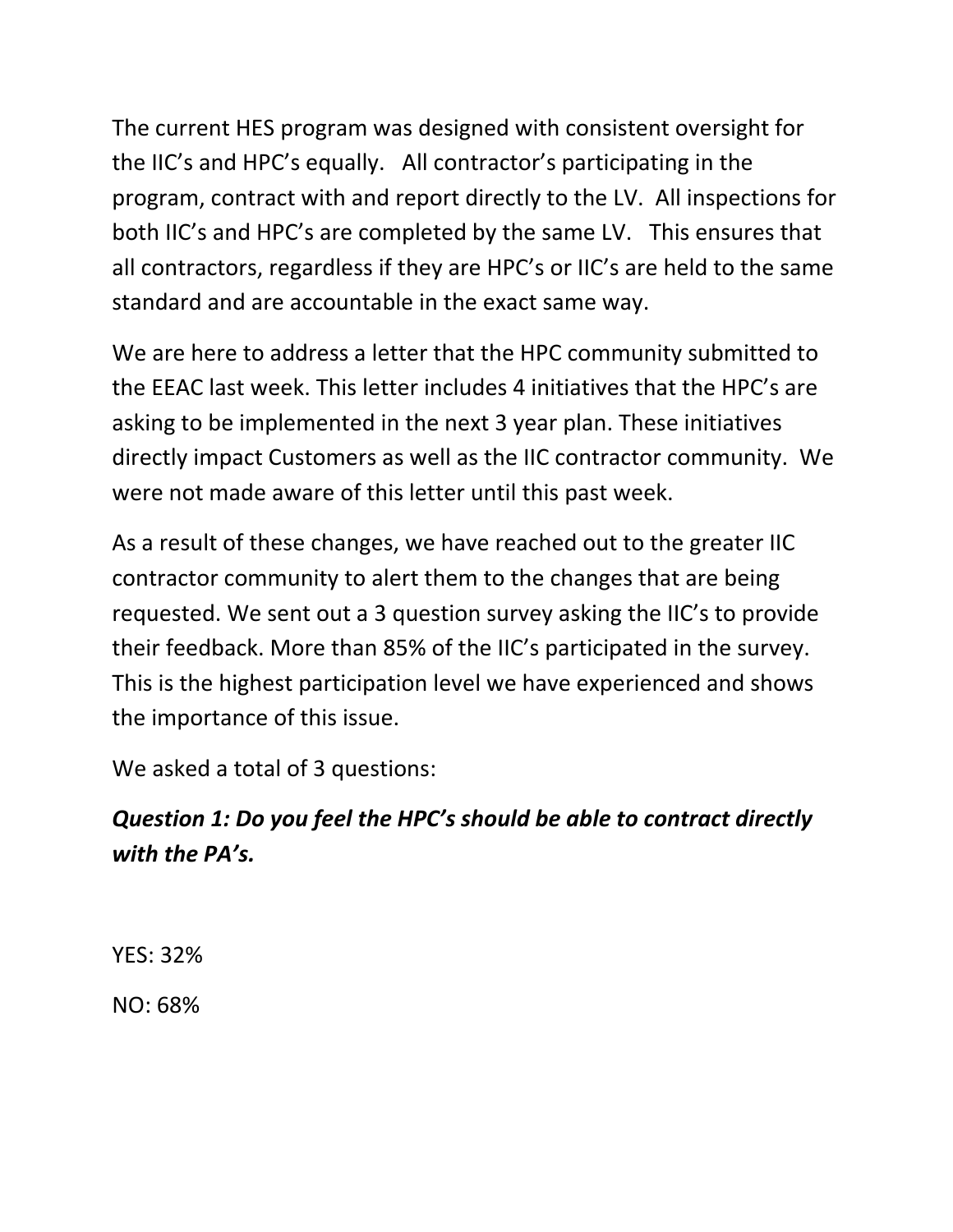The current HES program was designed with consistent oversight for the IIC's and HPC's equally. All contractor's participating in the program, contract with and report directly to the LV. All inspections for both IIC's and HPC's are completed by the same LV. This ensures that all contractors, regardless if they are HPC's or IIC's are held to the same standard and are accountable in the exact same way.

We are here to address a letter that the HPC community submitted to the EEAC last week. This letter includes 4 initiatives that the HPC's are asking to be implemented in the next 3 year plan. These initiatives directly impact Customers as well as the IIC contractor community. We were not made aware of this letter until this past week.

As a result of these changes, we have reached out to the greater IIC contractor community to alert them to the changes that are being requested. We sent out a 3 question survey asking the IIC's to provide their feedback. More than 85% of the IIC's participated in the survey. This is the highest participation level we have experienced and shows the importance of this issue.

We asked a total of 3 questions:

***Question 1: Do you feel the HPC's should be able to contract directly with the PA's.***

YES: 32%

NO: 68%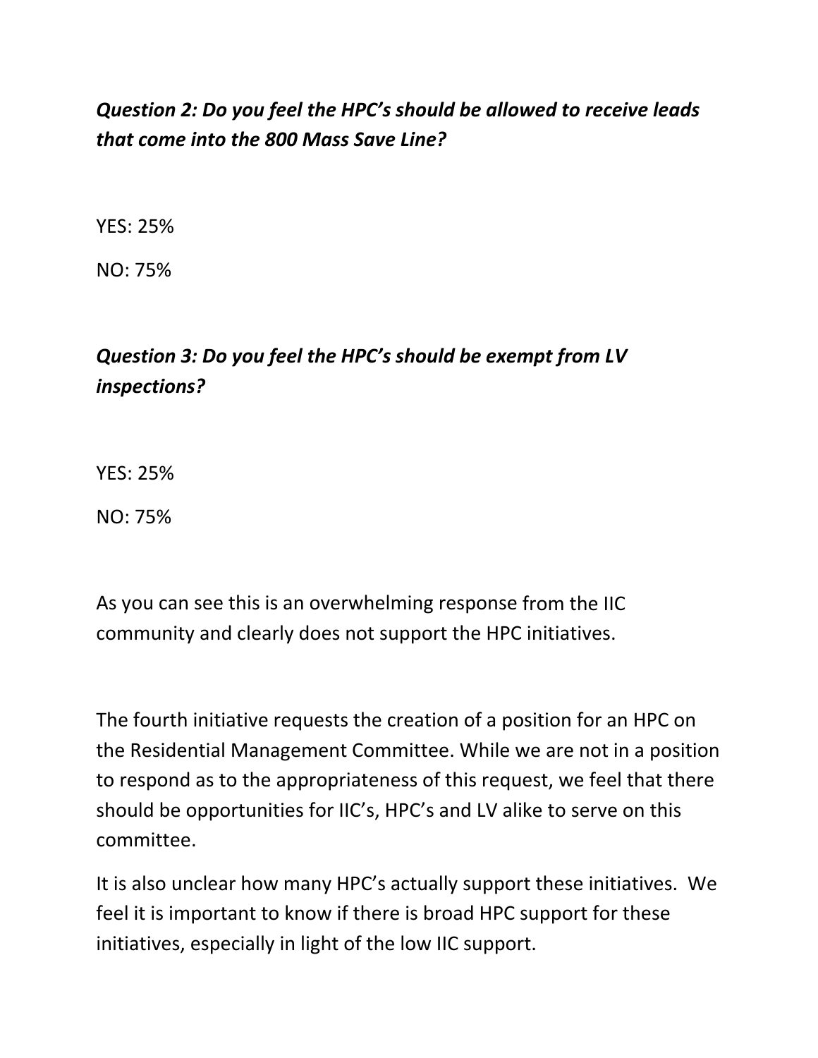***Question 2: Do you feel the HPC's should be allowed to receive leads that come into the 800 Mass Save Line?***

YES: 25%

NO: 75%

***Question 3: Do you feel the HPC's should be exempt from LV inspections?***

YES: 25%

NO: 75%

As you can see this is an overwhelming response from the IIC community and clearly does not support the HPC initiatives.

The fourth initiative requests the creation of a position for an HPC on the Residential Management Committee. While we are not in a position to respond as to the appropriateness of this request, we feel that there should be opportunities for IIC's, HPC's and LV alike to serve on this committee.

It is also unclear how many HPC's actually support these initiatives. We feel it is important to know if there is broad HPC support for these initiatives, especially in light of the low IIC support.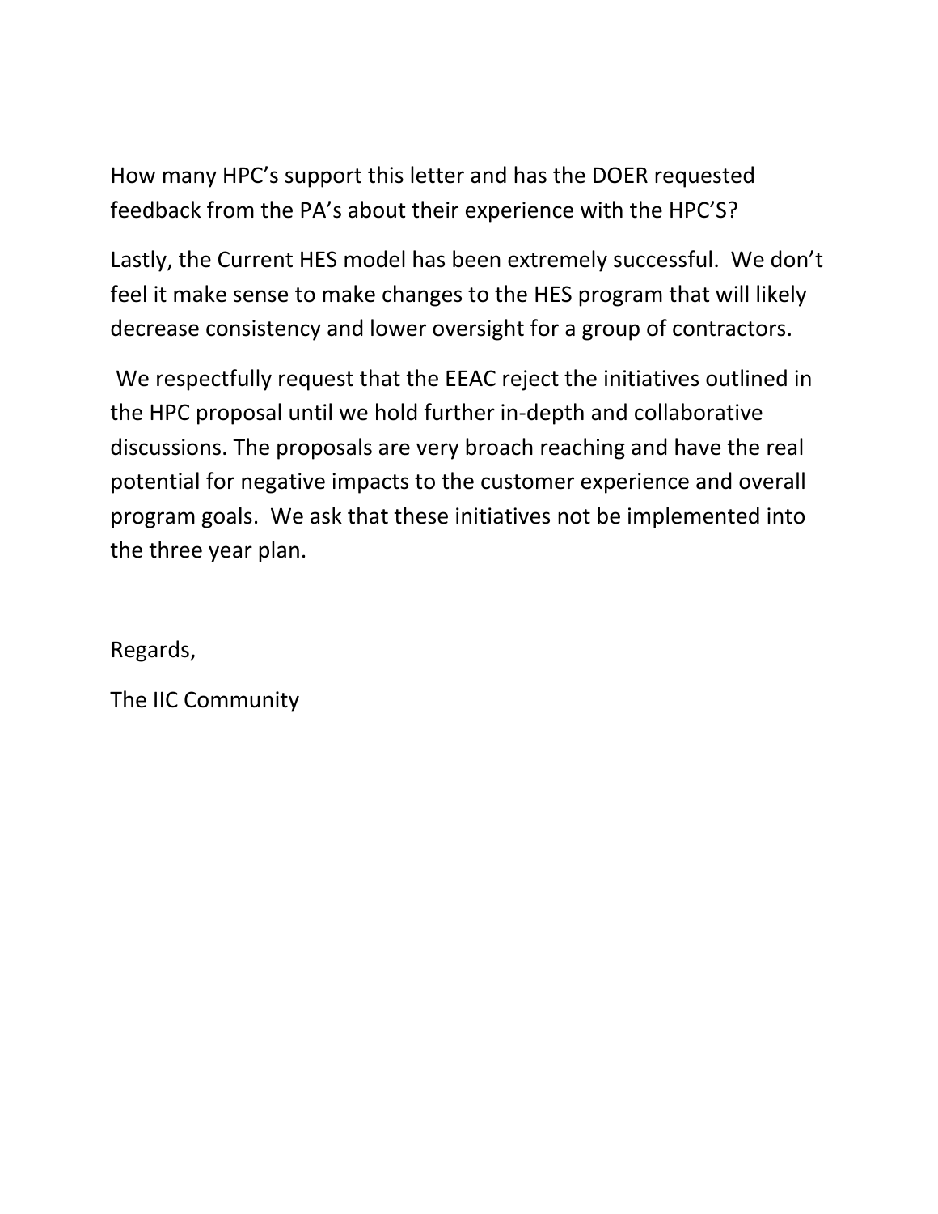How many HPC's support this letter and has the DOER requested feedback from the PA's about their experience with the HPC'S?

Lastly, the Current HES model has been extremely successful. We don't feel it make sense to make changes to the HES program that will likely decrease consistency and lower oversight for a group of contractors.

We respectfully request that the EEAC reject the initiatives outlined in the HPC proposal until we hold further in-depth and collaborative discussions. The proposals are very broach reaching and have the real potential for negative impacts to the customer experience and overall program goals. We ask that these initiatives not be implemented into the three year plan.

Regards,

The IIC Community